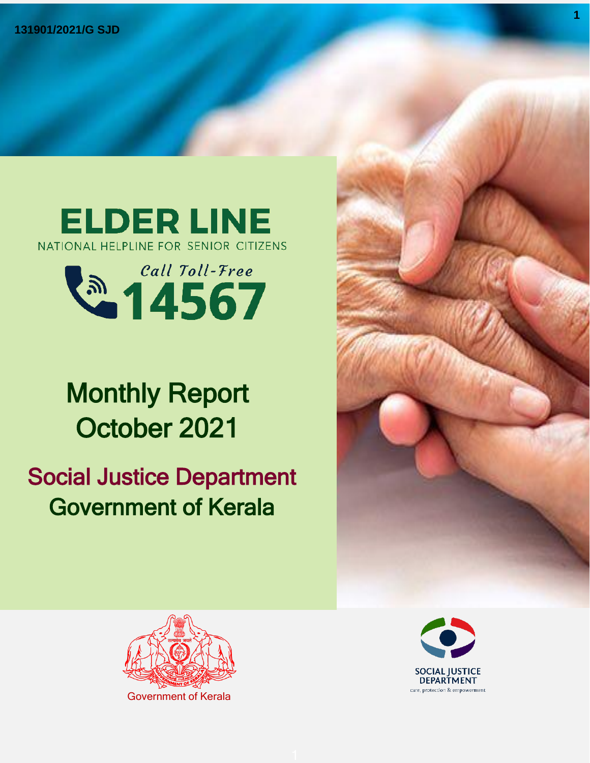131901/2021/G SJD

# ELDER LINE

NATIONAL HELPLINE FOR SENIOR CITIZENS

*Call Toll-Free*

**14567**

# Monthly Report October 2021

## Social Justice Department Government of Kerala

Government of Kerala

SOCIAL JUSTICE DEPARTMENT
care, protection & empowerment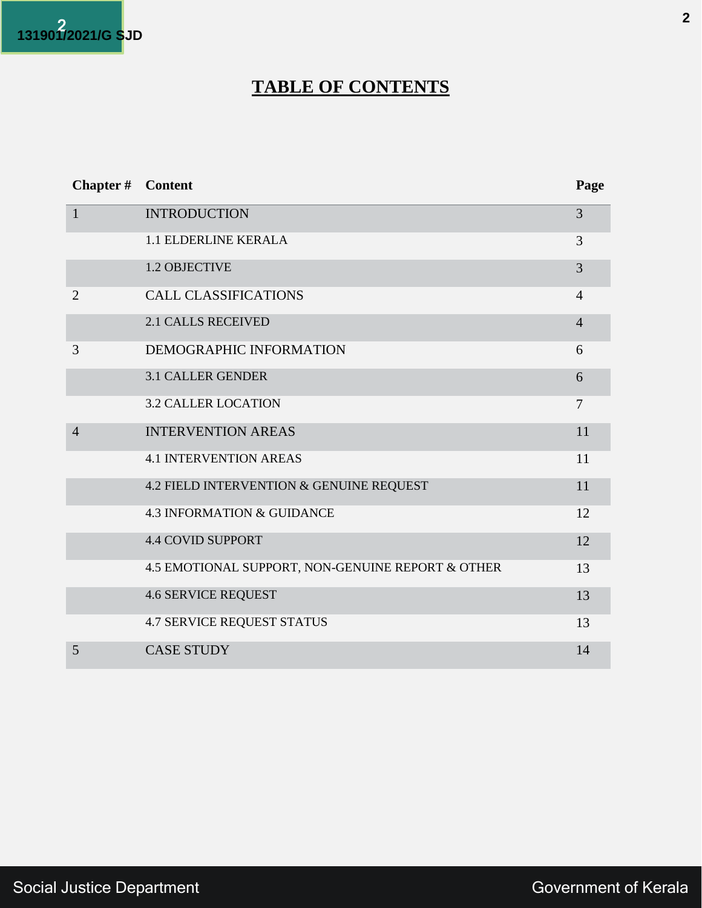# TABLE OF CONTENTS

| Chapter # | Content | Page |
|---|---|---|
| 1 | INTRODUCTION | 3 |
| | 1.1 ELDERLINE KERALA | 3 |
| | 1.2 OBJECTIVE | 3 |
| 2 | CALL CLASSIFICATIONS | 4 |
| | 2.1 CALLS RECEIVED | 4 |
| 3 | DEMOGRAPHIC INFORMATION | 6 |
| | 3.1 CALLER GENDER | 6 |
| | 3.2 CALLER LOCATION | 7 |
| 4 | INTERVENTION AREAS | 11 |
| | 4.1 INTERVENTION AREAS | 11 |
| | 4.2 FIELD INTERVENTION & GENUINE REQUEST | 11 |
| | 4.3 INFORMATION & GUIDANCE | 12 |
| | 4.4 COVID SUPPORT | 12 |
| | 4.5 EMOTIONAL SUPPORT, NON-GENUINE REPORT & OTHER | 13 |
| | 4.6 SERVICE REQUEST | 13 |
| | 4.7 SERVICE REQUEST STATUS | 13 |
| 5 | CASE STUDY | 14 |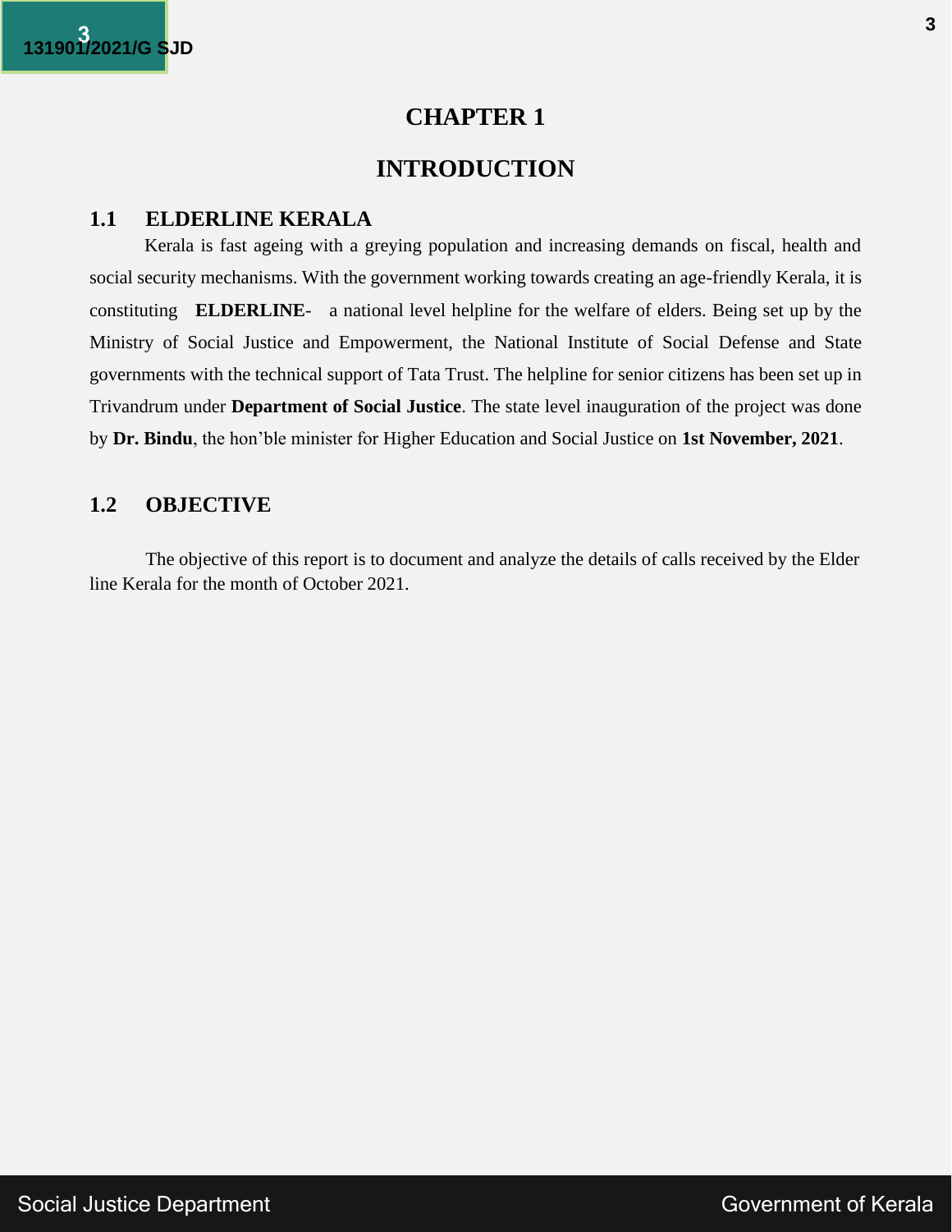# CHAPTER 1

# INTRODUCTION

## 1.1 ELDERLINE KERALA

Kerala is fast ageing with a greying population and increasing demands on fiscal, health and social security mechanisms. With the government working towards creating an age-friendly Kerala, it is constituting **ELDERLINE**- a national level helpline for the welfare of elders. Being set up by the Ministry of Social Justice and Empowerment, the National Institute of Social Defense and State governments with the technical support of Tata Trust. The helpline for senior citizens has been set up in Trivandrum under **Department of Social Justice**. The state level inauguration of the project was done by **Dr. Bindu**, the hon'ble minister for Higher Education and Social Justice on **1st November, 2021**.

## 1.2 OBJECTIVE

The objective of this report is to document and analyze the details of calls received by the Elder line Kerala for the month of October 2021.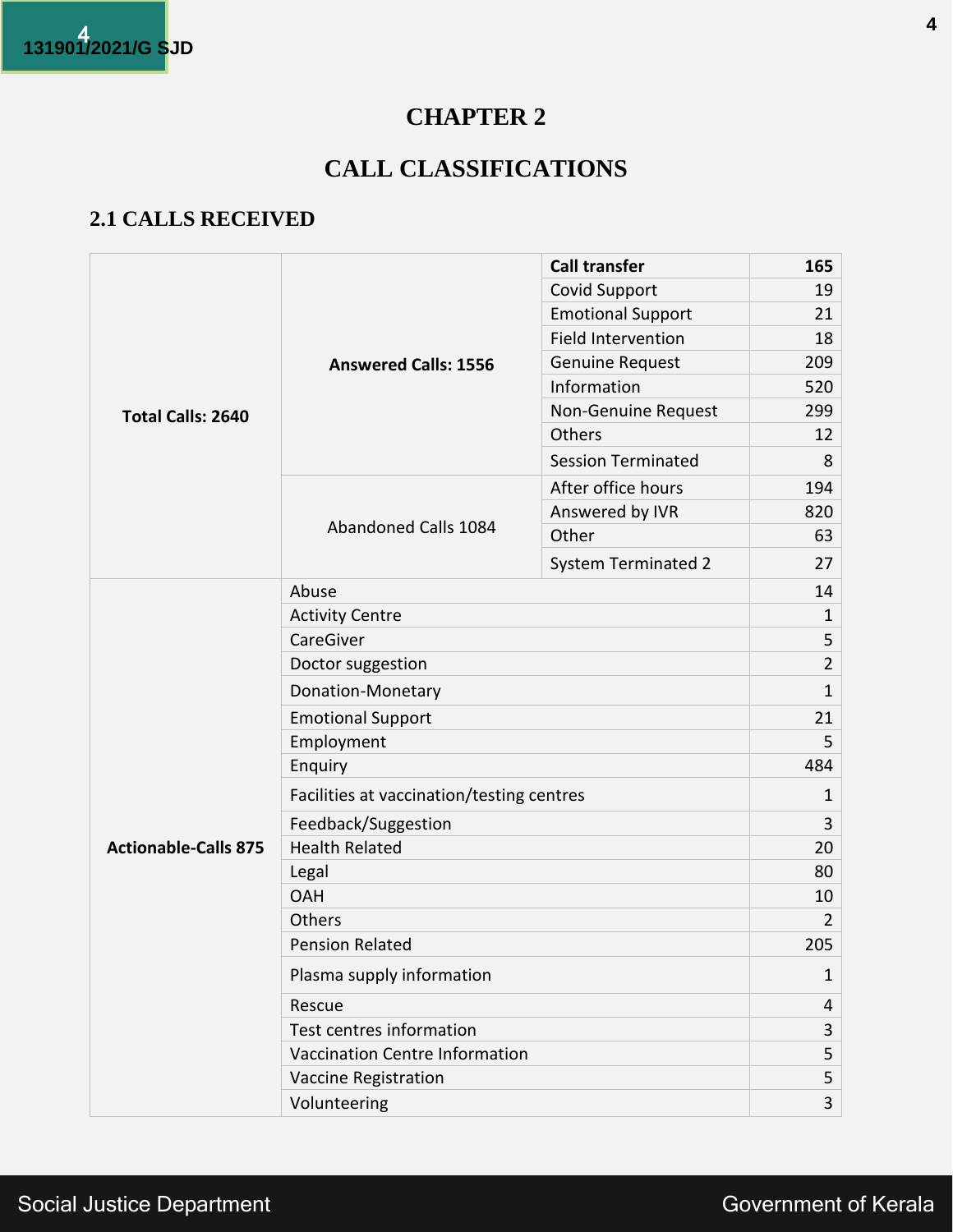# CHAPTER 2

# CALL CLASSIFICATIONS

## 2.1 CALLS RECEIVED

| | | | |
|---|---|---|---|
| **Total Calls: 2640** | **Answered Calls: 1556** | **Call transfer** | **165** |
| | | Covid Support | 19 |
| | | Emotional Support | 21 |
| | | Field Intervention | 18 |
| | | Genuine Request | 209 |
| | | Information | 520 |
| | | Non-Genuine Request | 299 |
| | | Others | 12 |
| | | Session Terminated | 8 |
| | Abandoned Calls 1084 | After office hours | 194 |
| | | Answered by IVR | 820 |
| | | Other | 63 |
| | | System Terminated 2 | 27 |
| **Actionable-Calls 875** | Abuse | | 14 |
| | Activity Centre | | 1 |
| | CareGiver | | 5 |
| | Doctor suggestion | | 2 |
| | Donation-Monetary | | 1 |
| | Emotional Support | | 21 |
| | Employment | | 5 |
| | Enquiry | | 484 |
| | Facilities at vaccination/testing centres | | 1 |
| | Feedback/Suggestion | | 3 |
| | Health Related | | 20 |
| | Legal | | 80 |
| | OAH | | 10 |
| | Others | | 2 |
| | Pension Related | | 205 |
| | Plasma supply information | | 1 |
| | Rescue | | 4 |
| | Test centres information | | 3 |
| | Vaccination Centre Information | | 5 |
| | Vaccine Registration | | 5 |
| | Volunteering | | 3 |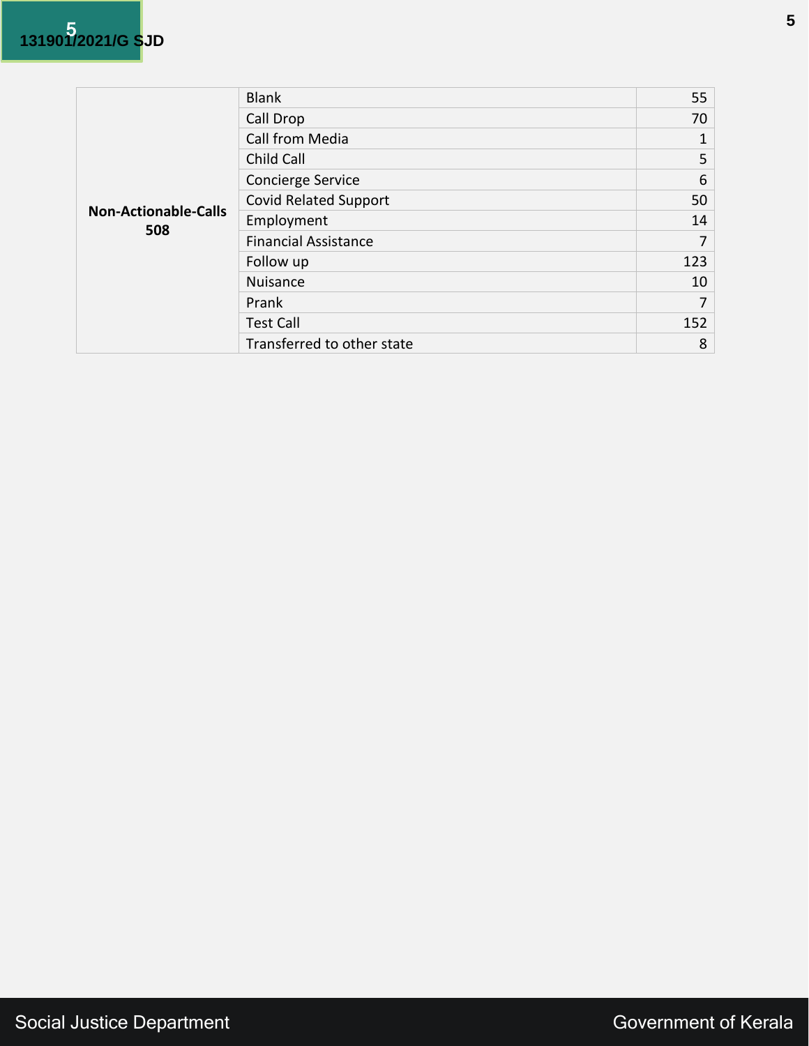| Category | Type | Count |
|---|---|---|
| **Non-Actionable-Calls 508** | Blank | 55 |
| | Call Drop | 70 |
| | Call from Media | 1 |
| | Child Call | 5 |
| | Concierge Service | 6 |
| | Covid Related Support | 50 |
| | Employment | 14 |
| | Financial Assistance | 7 |
| | Follow up | 123 |
| | Nuisance | 10 |
| | Prank | 7 |
| | Test Call | 152 |
| | Transferred to other state | 8 |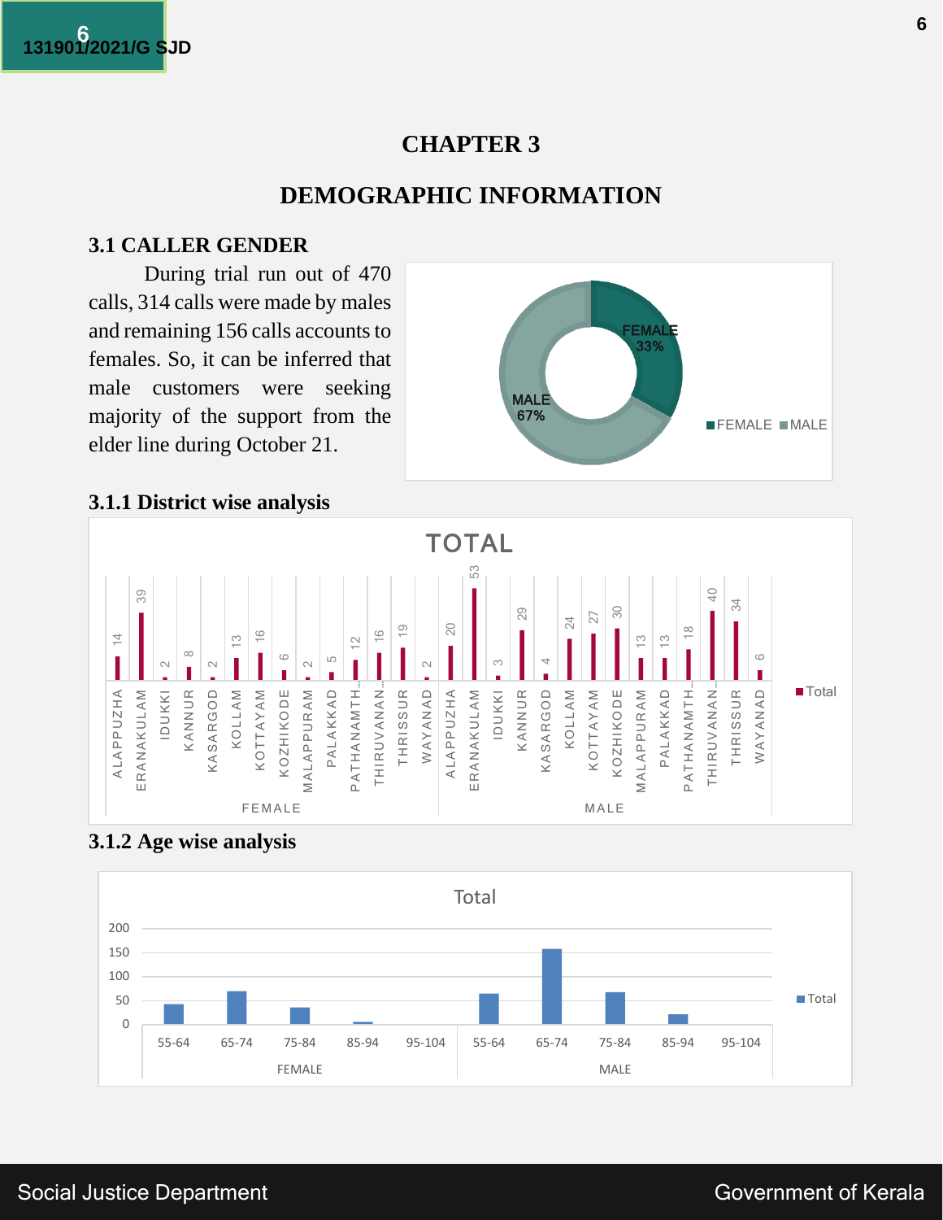# CHAPTER 3

# DEMOGRAPHIC INFORMATION

## 3.1 CALLER GENDER

During trial run out of 470 calls, 314 calls were made by males and remaining 156 calls accounts to females. So, it can be inferred that male customers were seeking majority of the support from the elder line during October 21.

FEMALE 33%
MALE 67%

### 3.1.1 District wise analysis

TOTAL

| Gender | District | Total |
|---|---|---|
| FEMALE | ALAPPUZHA | 14 |
| | ERANAKULAM | 39 |
| | IDUKKI | 2 |
| | KANNUR | 8 |
| | KASARGOD | 2 |
| | KOLLAM | 13 |
| | KOTTAYAM | 16 |
| | KOZHIKODE | 6 |
| | MALAPPURAM | 2 |
| | PALAKKAD | 5 |
| | PATHANAMTH... | 12 |
| | THIRUVANAN... | 16 |
| | THRISSUR | 19 |
| | WAYANAD | 2 |
| MALE | ALAPPUZHA | 20 |
| | ERANAKULAM | 53 |
| | IDUKKI | 3 |
| | KANNUR | 29 |
| | KASARGOD | 4 |
| | KOLLAM | 24 |
| | KOTTAYAM | 27 |
| | KOZHIKODE | 30 |
| | MALAPPURAM | 13 |
| | PALAKKAD | 13 |
| | PATHANAMTH... | 18 |
| | THIRUVANAN... | 40 |
| | THRISSUR | 34 |
| | WAYANAD | 6 |

### 3.1.2 Age wise analysis

Total

| Gender | Age group |
|---|---|
| FEMALE | 55-64, 65-74, 75-84, 85-94, 95-104 |
| MALE | 55-64, 65-74, 75-84, 85-94, 95-104 |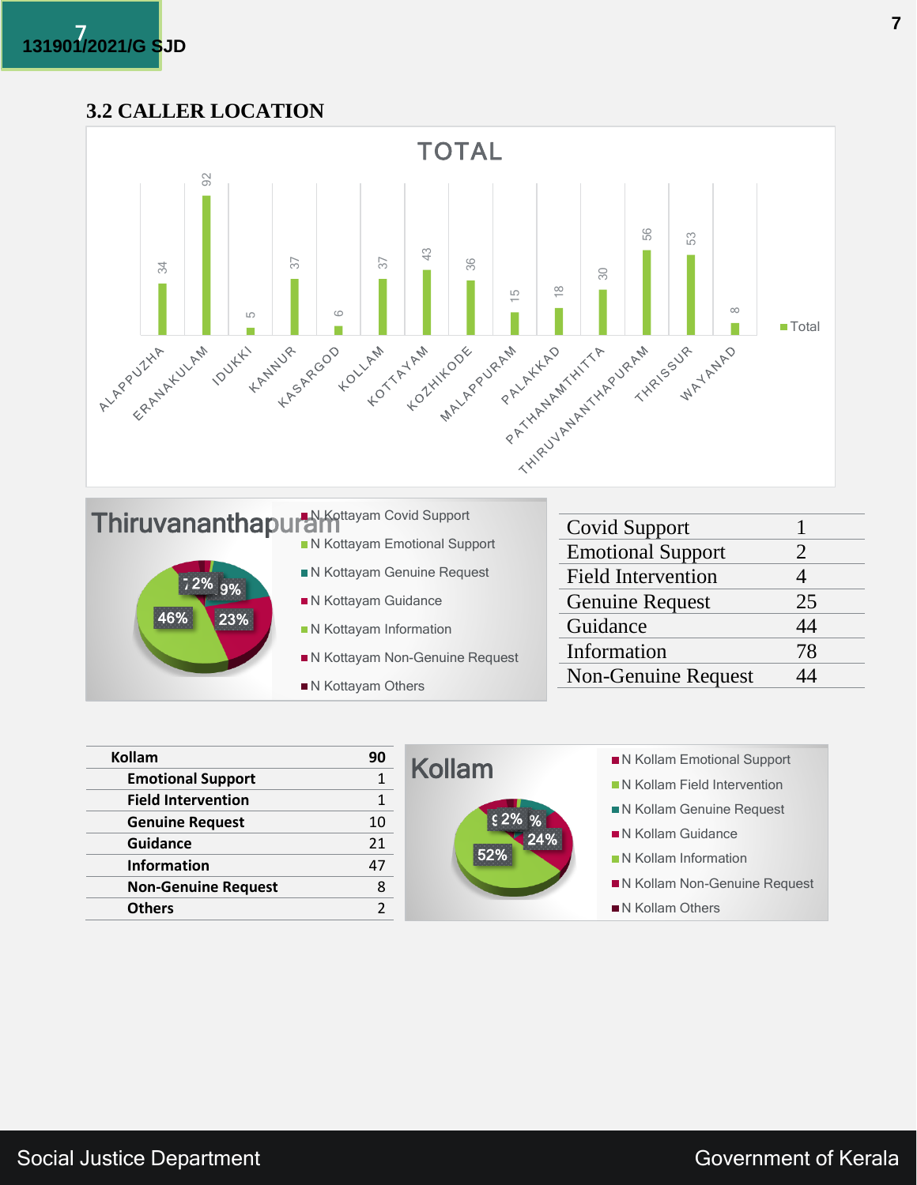### 3.2 CALLER LOCATION

TOTAL

| District | Total |
|---|---|
| ALAPPUZHA | 34 |
| ERANAKULAM | 92 |
| IDUKKI | 5 |
| KANNUR | 37 |
| KASARGOD | 6 |
| KOLLAM | 37 |
| KOTTAYAM | 43 |
| KOZHIKODE | 36 |
| MALAPPURAM | 15 |
| PALAKKAD | 18 |
| PATHANAMTHITTA | 30 |
| THIRUVANANTHAPURAM | 56 |
| THRISSUR | 53 |
| WAYANAD | 8 |

Thiruvananthapuram

- N Kottayam Covid Support
- N Kottayam Emotional Support
- N Kottayam Genuine Request
- N Kottayam Guidance
- N Kottayam Information
- N Kottayam Non-Genuine Request
- N Kottayam Others

46% | 23% | 9% | 2%

| Category | Count |
|---|---|
| Covid Support | 1 |
| Emotional Support | 2 |
| Field Intervention | 4 |
| Genuine Request | 25 |
| Guidance | 44 |
| Information | 78 |
| Non-Genuine Request | 44 |

| Kollam | 90 |
|---|---|
| Emotional Support | 1 |
| Field Intervention | 1 |
| Genuine Request | 10 |
| Guidance | 21 |
| Information | 47 |
| Non-Genuine Request | 8 |
| Others | 2 |

Kollam

- N Kollam Emotional Support
- N Kollam Field Intervention
- N Kollam Genuine Request
- N Kollam Guidance
- N Kollam Information
- N Kollam Non-Genuine Request
- N Kollam Others

52% | 24% | 2% | %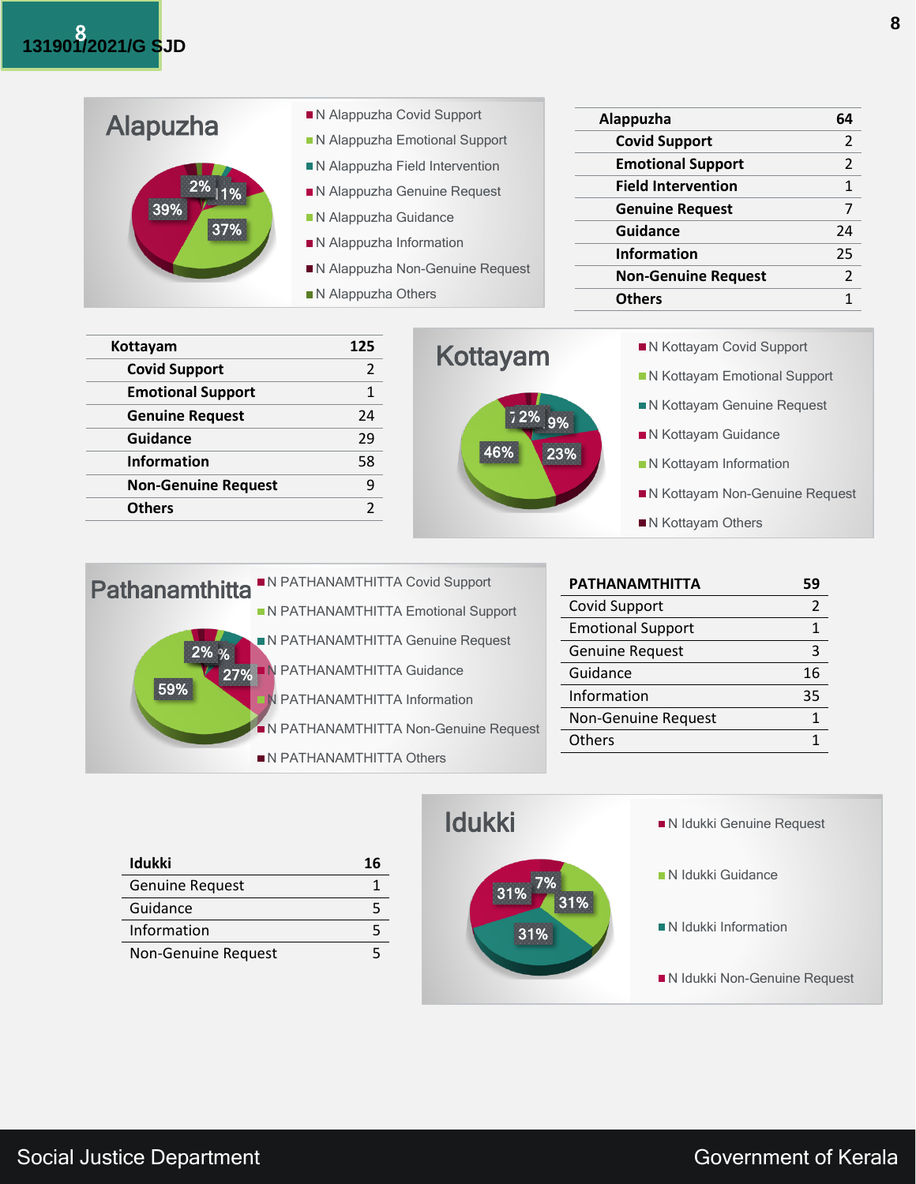## Alapuzha

- N Alappuzha Covid Support
- N Alappuzha Emotional Support
- N Alappuzha Field Intervention
- N Alappuzha Genuine Request
- N Alappuzha Guidance
- N Alappuzha Information
- N Alappuzha Non-Genuine Request
- N Alappuzha Others

2% | 1% | 39% | 37%

| **Alappuzha** | **64** |
|---|---|
| **Covid Support** | 2 |
| **Emotional Support** | 2 |
| **Field Intervention** | 1 |
| **Genuine Request** | 7 |
| **Guidance** | 24 |
| **Information** | 25 |
| **Non-Genuine Request** | 2 |
| **Others** | 1 |

| **Kottayam** | **125** |
|---|---|
| **Covid Support** | 2 |
| **Emotional Support** | 1 |
| **Genuine Request** | 24 |
| **Guidance** | 29 |
| **Information** | 58 |
| **Non-Genuine Request** | 9 |
| **Others** | 2 |

## Kottayam

- N Kottayam Covid Support
- N Kottayam Emotional Support
- N Kottayam Genuine Request
- N Kottayam Guidance
- N Kottayam Information
- N Kottayam Non-Genuine Request
- N Kottayam Others

2% | 9% | 46% | 23%

## Pathanamthitta

- N PATHANAMTHITTA Covid Support
- N PATHANAMTHITTA Emotional Support
- N PATHANAMTHITTA Genuine Request
- N PATHANAMTHITTA Guidance
- N PATHANAMTHITTA Information
- N PATHANAMTHITTA Non-Genuine Request
- N PATHANAMTHITTA Others

2% | % | 27% | 59%

| **PATHANAMTHITTA** | **59** |
|---|---|
| Covid Support | 2 |
| Emotional Support | 1 |
| Genuine Request | 3 |
| Guidance | 16 |
| Information | 35 |
| Non-Genuine Request | 1 |
| Others | 1 |

| **Idukki** | **16** |
|---|---|
| Genuine Request | 1 |
| Guidance | 5 |
| Information | 5 |
| Non-Genuine Request | 5 |

## Idukki

- N Idukki Genuine Request
- N Idukki Guidance
- N Idukki Information
- N Idukki Non-Genuine Request

31% | 7% | 31% | 31%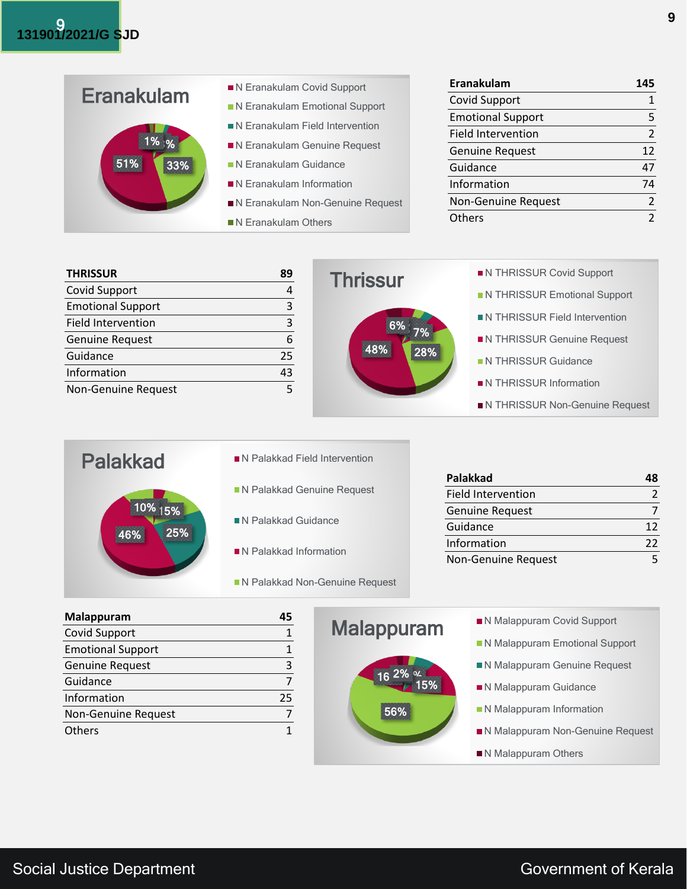| Eranakulam | 145 |
|---|---|
| Covid Support | 1 |
| Emotional Support | 5 |
| Field Intervention | 2 |
| Genuine Request | 12 |
| Guidance | 47 |
| Information | 74 |
| Non-Genuine Request | 2 |
| Others | 2 |

| THRISSUR | 89 |
|---|---|
| Covid Support | 4 |
| Emotional Support | 3 |
| Field Intervention | 3 |
| Genuine Request | 6 |
| Guidance | 25 |
| Information | 43 |
| Non-Genuine Request | 5 |

| Palakkad | 48 |
|---|---|
| Field Intervention | 2 |
| Genuine Request | 7 |
| Guidance | 12 |
| Information | 22 |
| Non-Genuine Request | 5 |

| Malappuram | 45 |
|---|---|
| Covid Support | 1 |
| Emotional Support | 1 |
| Genuine Request | 3 |
| Guidance | 7 |
| Information | 25 |
| Non-Genuine Request | 7 |
| Others | 1 |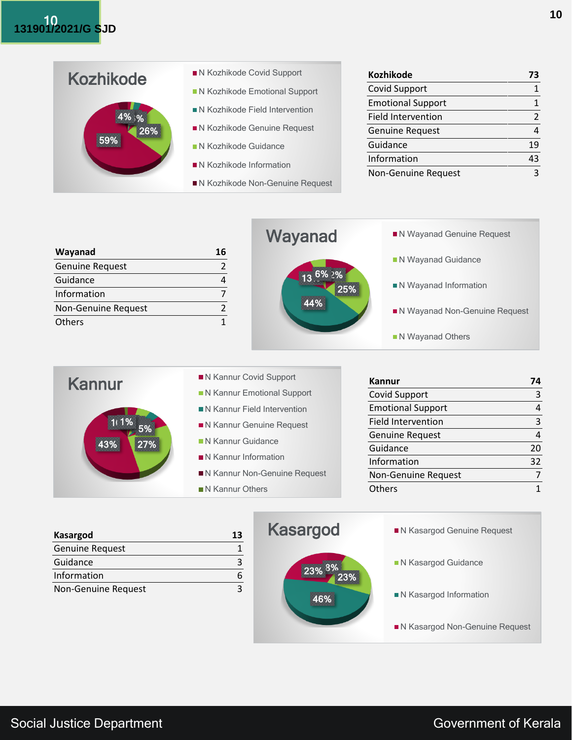| Kozhikode | 73 |
|---|---|
| Covid Support | 1 |
| Emotional Support | 1 |
| Field Intervention | 2 |
| Genuine Request | 4 |
| Guidance | 19 |
| Information | 43 |
| Non-Genuine Request | 3 |

| Wayanad | 16 |
|---|---|
| Genuine Request | 2 |
| Guidance | 4 |
| Information | 7 |
| Non-Genuine Request | 2 |
| Others | 1 |

| Kannur | 74 |
|---|---|
| Covid Support | 3 |
| Emotional Support | 4 |
| Field Intervention | 3 |
| Genuine Request | 4 |
| Guidance | 20 |
| Information | 32 |
| Non-Genuine Request | 7 |
| Others | 1 |

| Kasargod | 13 |
|---|---|
| Genuine Request | 1 |
| Guidance | 3 |
| Information | 6 |
| Non-Genuine Request | 3 |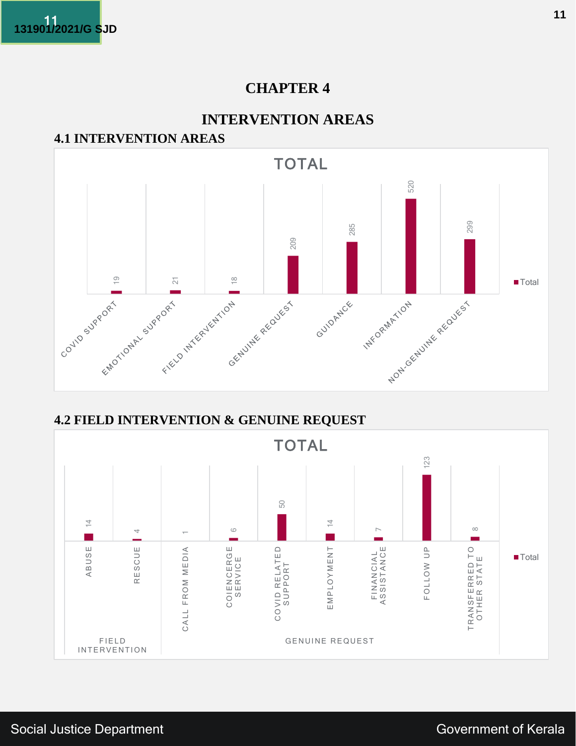# CHAPTER 4

# INTERVENTION AREAS

## 4.1 INTERVENTION AREAS

**TOTAL**

| Category | Total |
|---|---|
| COVID SUPPORT | 19 |
| EMOTIONAL SUPPORT | 21 |
| FIELD INTERVENTION | 18 |
| GENUINE REQUEST | 209 |
| GUIDANCE | 285 |
| INFORMATION | 520 |
| NON-GENUINE REQUEST | 299 |

## 4.2 FIELD INTERVENTION & GENUINE REQUEST

**TOTAL**

| Group | Category | Total |
|---|---|---|
| FIELD INTERVENTION | ABUSE | 14 |
| | RESCUE | 4 |
| GENUINE REQUEST | CALL FROM MEDIA | 1 |
| | COIENCERGE SERVICE | 6 |
| | COVID RELATED SUPPORT | 50 |
| | EMPLOYMENT | 14 |
| | FINANCIAL ASSISTANCE | 7 |
| | FOLLOW UP | 123 |
| | TRANSFERRED TO OTHER STATE | 8 |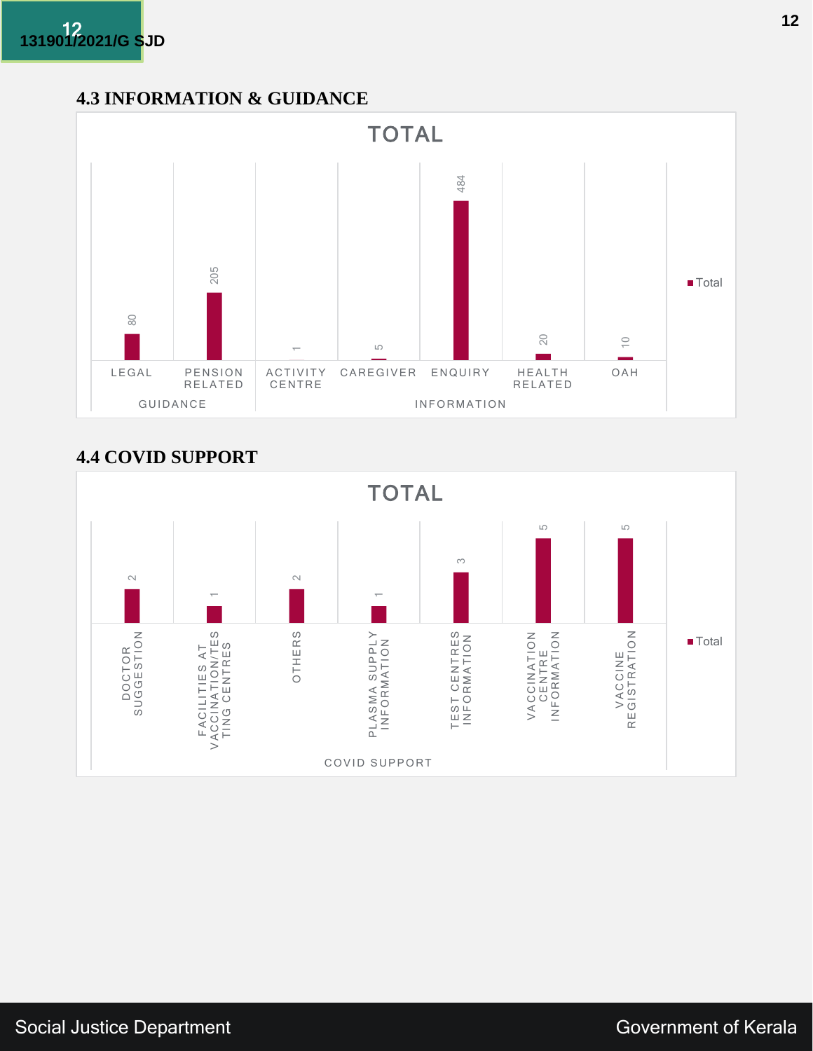### 4.3 INFORMATION & GUIDANCE

TOTAL

| Category | Subcategory | Total |
|---|---|---|
| GUIDANCE | LEGAL | 80 |
| | PENSION RELATED | 205 |
| INFORMATION | ACTIVITY CENTRE | 1 |
| | CAREGIVER | 5 |
| | ENQUIRY | 484 |
| | HEALTH RELATED | 20 |
| | OAH | 10 |

### 4.4 COVID SUPPORT

TOTAL

| Category | Subcategory | Total |
|---|---|---|
| COVID SUPPORT | DOCTOR SUGGESTION | 2 |
| | FACILITIES AT VACCINATION/TESTING CENTRES | 1 |
| | OTHERS | 2 |
| | PLASMA SUPPLY INFORMATION | 1 |
| | TEST CENTRES INFORMATION | 3 |
| | VACCINATION CENTRE INFORMATION | 5 |
| | VACCINE REGISTRATION | 5 |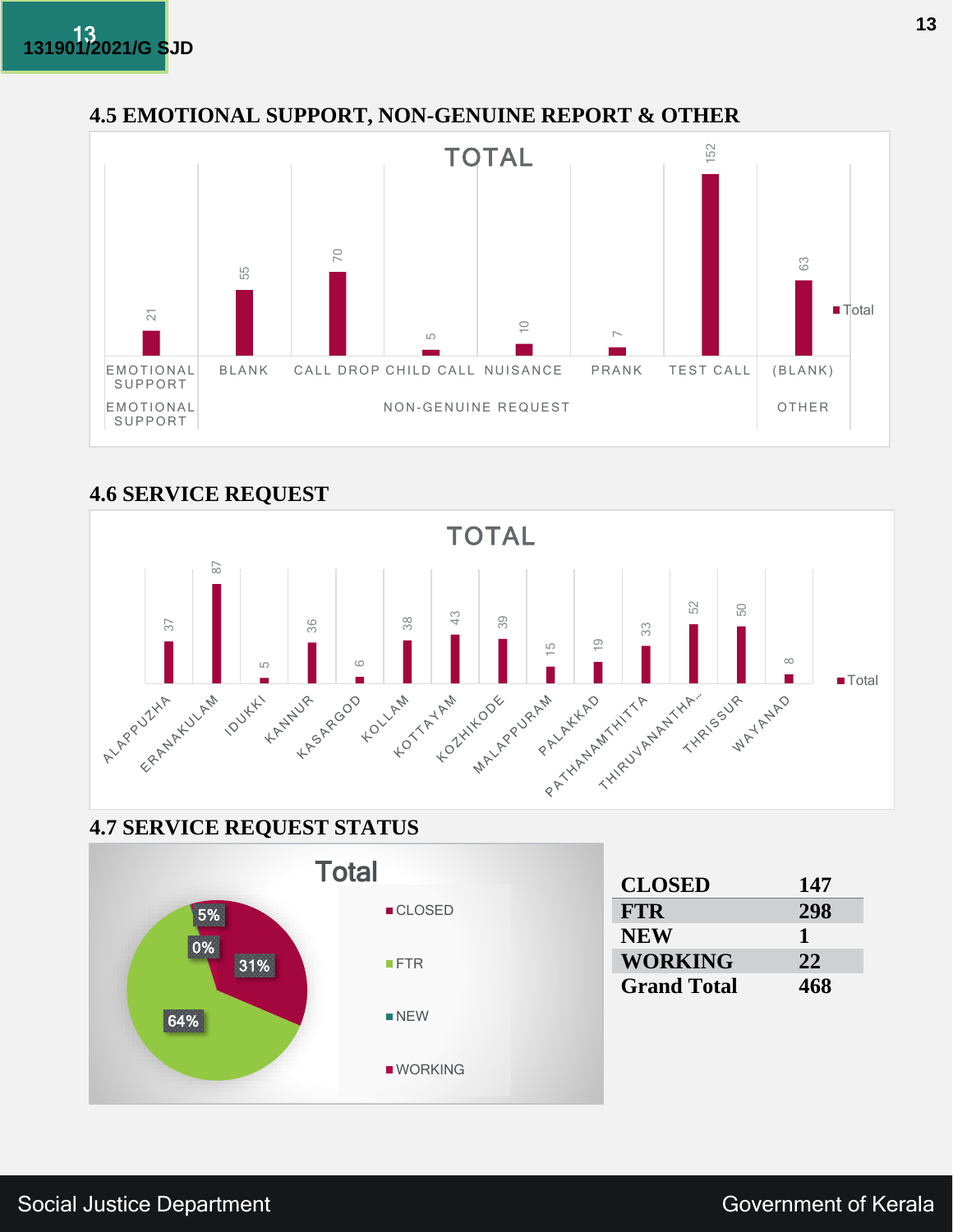### 4.5 EMOTIONAL SUPPORT, NON-GENUINE REPORT & OTHER

**TOTAL**

| Category | Sub-category | Total |
|---|---|---|
| EMOTIONAL SUPPORT | EMOTIONAL SUPPORT | 21 |
| NON-GENUINE REQUEST | BLANK | 55 |
| | CALL DROP | 70 |
| | CHILD CALL | 5 |
| | NUISANCE | 10 |
| | PRANK | 7 |
| | TEST CALL | 152 |
| OTHER | (BLANK) | 63 |

### 4.6 SERVICE REQUEST

**TOTAL**

| District | Total |
|---|---|
| ALAPPUZHA | 37 |
| ERANAKULAM | 87 |
| IDUKKI | 5 |
| KANNUR | 36 |
| KASARGOD | 6 |
| KOLLAM | 38 |
| KOTTAYAM | 43 |
| KOZHIKODE | 39 |
| MALAPPURAM | 15 |
| PALAKKAD | 19 |
| PATHANAMTHITTA | 33 |
| THIRUVANANTHA... | 52 |
| THRISSUR | 50 |
| WAYANAD | 8 |

### 4.7 SERVICE REQUEST STATUS

**Total**

CLOSED 31%, FTR 64%, NEW 0%, WORKING 5%

| | |
|---|---|
| **CLOSED** | **147** |
| **FTR** | **298** |
| **NEW** | **1** |
| **WORKING** | **22** |
| **Grand Total** | **468** |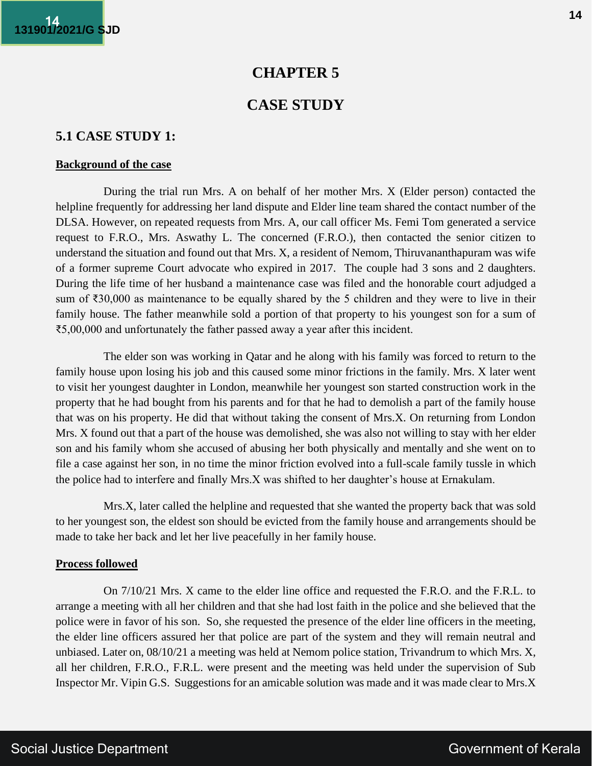# CHAPTER 5

# CASE STUDY

## 5.1 CASE STUDY 1:

**Background of the case**

During the trial run Mrs. A on behalf of her mother Mrs. X (Elder person) contacted the helpline frequently for addressing her land dispute and Elder line team shared the contact number of the DLSA. However, on repeated requests from Mrs. A, our call officer Ms. Femi Tom generated a service request to F.R.O., Mrs. Aswathy L. The concerned (F.R.O.), then contacted the senior citizen to understand the situation and found out that Mrs. X, a resident of Nemom, Thiruvananthapuram was wife of a former supreme Court advocate who expired in 2017. The couple had 3 sons and 2 daughters. During the life time of her husband a maintenance case was filed and the honorable court adjudged a sum of ₹30,000 as maintenance to be equally shared by the 5 children and they were to live in their family house. The father meanwhile sold a portion of that property to his youngest son for a sum of ₹5,00,000 and unfortunately the father passed away a year after this incident.

The elder son was working in Qatar and he along with his family was forced to return to the family house upon losing his job and this caused some minor frictions in the family. Mrs. X later went to visit her youngest daughter in London, meanwhile her youngest son started construction work in the property that he had bought from his parents and for that he had to demolish a part of the family house that was on his property. He did that without taking the consent of Mrs.X. On returning from London Mrs. X found out that a part of the house was demolished, she was also not willing to stay with her elder son and his family whom she accused of abusing her both physically and mentally and she went on to file a case against her son, in no time the minor friction evolved into a full-scale family tussle in which the police had to interfere and finally Mrs.X was shifted to her daughter's house at Ernakulam.

Mrs.X, later called the helpline and requested that she wanted the property back that was sold to her youngest son, the eldest son should be evicted from the family house and arrangements should be made to take her back and let her live peacefully in her family house.

**Process followed**

On 7/10/21 Mrs. X came to the elder line office and requested the F.R.O. and the F.R.L. to arrange a meeting with all her children and that she had lost faith in the police and she believed that the police were in favor of his son. So, she requested the presence of the elder line officers in the meeting, the elder line officers assured her that police are part of the system and they will remain neutral and unbiased. Later on, 08/10/21 a meeting was held at Nemom police station, Trivandrum to which Mrs. X, all her children, F.R.O., F.R.L. were present and the meeting was held under the supervision of Sub Inspector Mr. Vipin G.S. Suggestions for an amicable solution was made and it was made clear to Mrs.X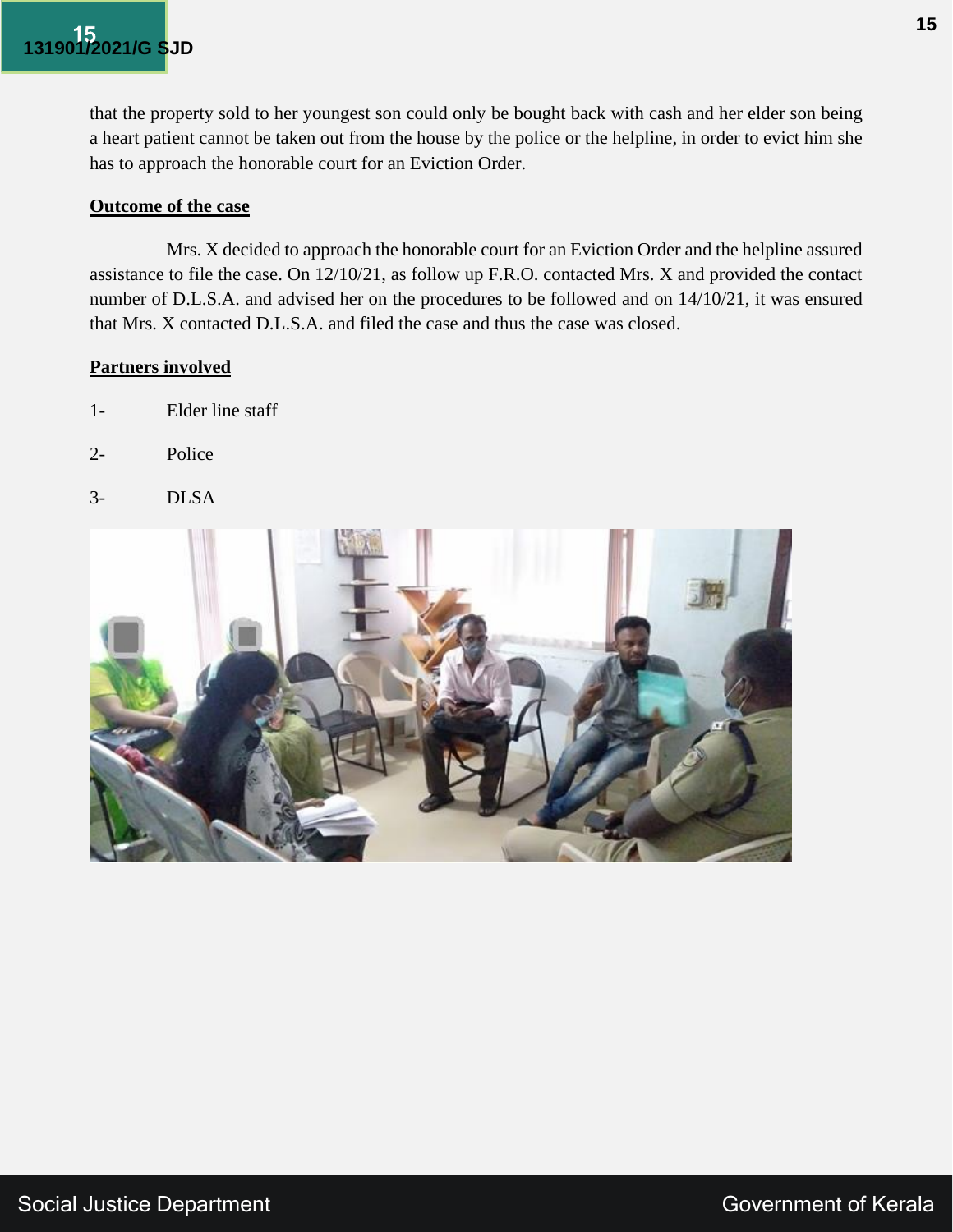that the property sold to her youngest son could only be bought back with cash and her elder son being a heart patient cannot be taken out from the house by the police or the helpline, in order to evict him she has to approach the honorable court for an Eviction Order.

**Outcome of the case**

Mrs. X decided to approach the honorable court for an Eviction Order and the helpline assured assistance to file the case. On 12/10/21, as follow up F.R.O. contacted Mrs. X and provided the contact number of D.L.S.A. and advised her on the procedures to be followed and on 14/10/21, it was ensured that Mrs. X contacted D.L.S.A. and filed the case and thus the case was closed.

**Partners involved**

1- Elder line staff

2- Police

3- DLSA